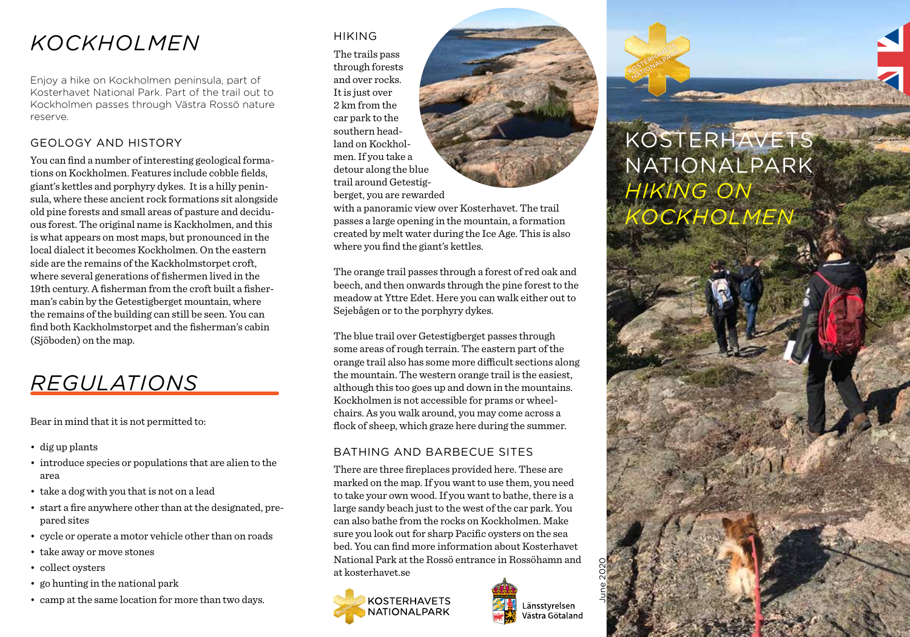# KOCKHOLMEN

Enjoy a hike on Kockholmen peninsula, part of Kosterhavet National Park. Part of the trail out to Kockholmen passes through Västra Rossö nature reserve.

## GEOLOGY AND HISTORY

You can find a number of interesting geological formations on Kockholmen. Features include cobble fields, giant's kettles and porphyry dykes. It is a hilly peninsula, where these ancient rock formations sit alongside old pine forests and small areas of pasture and deciduous forest. The original name is Kackholmen, and this is what appears on most maps, but pronounced in the local dialect it becomes Kockholmen. On the eastern side are the remains of the Kackholmstorpet croft, where several generations of fishermen lived in the 19th century. A fisherman from the croft built a fisherman's cabin by the Getestigberget mountain, where the remains of the building can still be seen. You can find both Kackholmstorpet and the fisherman's cabin (Sjöboden) on the map.

# *REGULATIONS*

Bear in mind that it is not permitted to:

- dig up plants
- introduce species or populations that are alien to the area
- take a dog with you that is not on a lead
- start a fire anywhere other than at the designated, prepared sites
- cycle or operate a motor vehicle other than on roads
- take away or move stones
- collect oysters
- go hunting in the national park
- camp at the same location for more than two days.

## HIKING

The trails pass through forests and over rocks. It is just over 2 km from the car park to the southern headland on Kockholmen. If you take a detour along the blue trail around Getestigberget, you are rewarded with a panoramic view over Kosterhavet. The trail passes a large opening in the mountain, a formation created by melt water during the Ice Age. This is also where you find the giant's kettles.

The orange trail passes through a forest of red oak and beech, and then onwards through the pine forest to the meadow at Yttre Edet. Here you can walk either out to Sejebågen or to the porphyry dykes.

The blue trail over Getestigberget passes through some areas of rough terrain. The eastern part of the orange trail also has some more difficult sections along the mountain. The western orange trail is the easiest, although this too goes up and down in the mountains. Kockholmen is not accessible for prams or wheelchairs. As you walk around, you may come across a flock of sheep, which graze here during the summer.

## BATHING AND BARBECUE SITES

There are three fireplaces provided here. These are marked on the map. If you want to use them, you need to take your own wood. If you want to bathe, there is a large sandy beach just to the west of the car park. You can also bathe from the rocks on Kockholmen. Make sure you look out for sharp Pacific oysters on the sea bed. You can find more information about Kosterhavet National Park at the Rossö entrance in Rossöhamn and at kosterhavet.se

KOSTERHAVETS NATIONALPARK

Länsstyrelsen Västra Götaland

June 2020

KOSTERHAVETS NATIONALPARK

# KOSTERHAVETS NATIONALPARK *HIKING ON KOCKHOLMEN*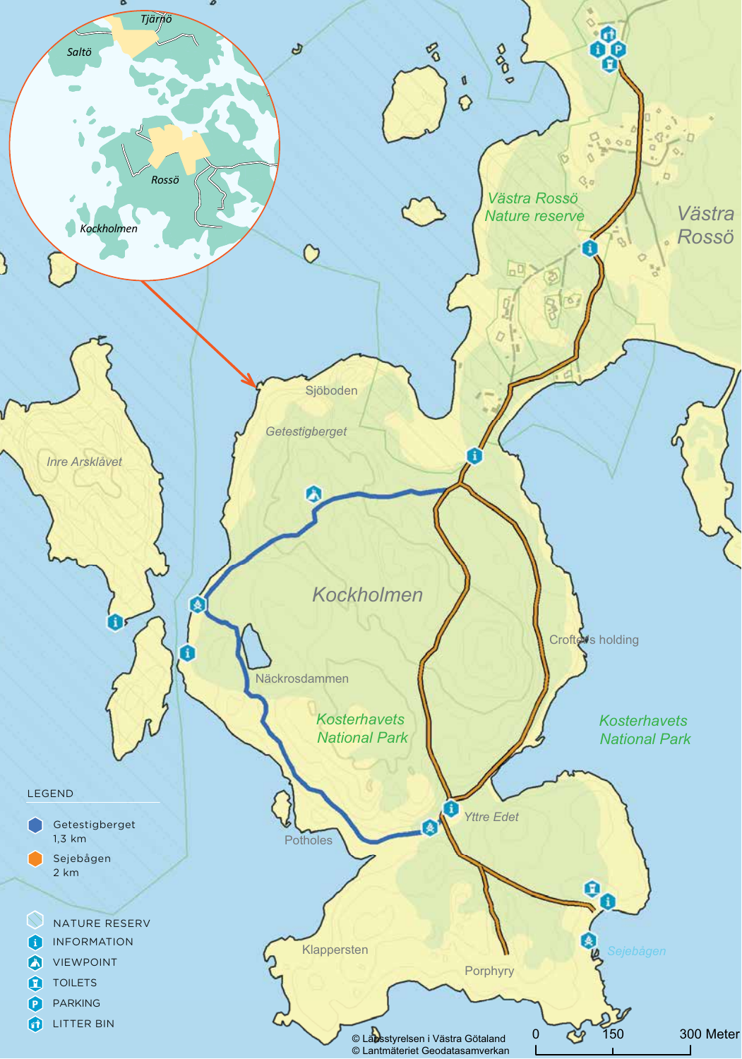Tjärnö
Saltö
Rossö
Kockholmen

Västra Rossö Nature reserve

Västra Rossö

Sjöboden
Getestigberget
Inre Arsklåvet
Kockholmen
Crofter's holding
Näckrosdammen
Kosterhavets National Park
Kosterhavets National Park
Yttre Edet
Potholes
Sejebågen
Klappersten
Porphyry

LEGEND

Getestigberget
1,3 km

Sejebågen
2 km

NATURE RESERV
INFORMATION
VIEWPOINT
TOILETS
PARKING
LITTER BIN

© Länsstyrelsen i Västra Götaland
© Lantmäteriet Geodatasamverkan

0 150 300 Meter